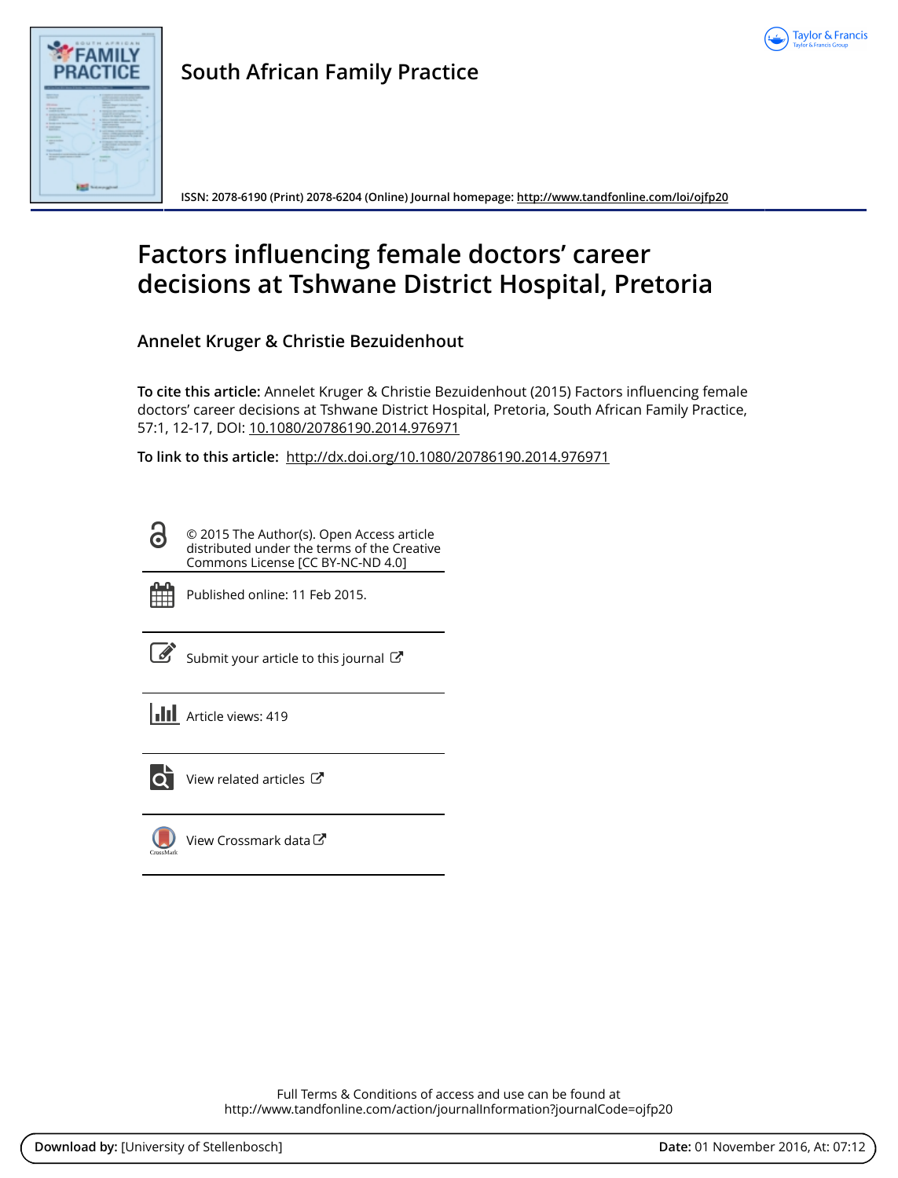# South African Family Practice

ISSN: 2078-6190 (Print) 2078-6204 (Online) Journal homepage: http://www.tandfonline.com/loi/ojfp20

# Factors influencing female doctors' career decisions at Tshwane District Hospital, Pretoria

## Annelet Kruger & Christie Bezuidenhout

**To cite this article:** Annelet Kruger & Christie Bezuidenhout (2015) Factors influencing female doctors' career decisions at Tshwane District Hospital, Pretoria, South African Family Practice, 57:1, 12-17, DOI: 10.1080/20786190.2014.976971

**To link to this article:** http://dx.doi.org/10.1080/20786190.2014.976971

© 2015 The Author(s). Open Access article distributed under the terms of the Creative Commons License [CC BY-NC-ND 4.0]

Published online: 11 Feb 2015.

Submit your article to this journal

Article views: 419

View related articles

View Crossmark data

Full Terms & Conditions of access and use can be found at http://www.tandfonline.com/action/journalInformation?journalCode=ojfp20

**Download by:** [University of Stellenbosch] **Date:** 01 November 2016, At: 07:12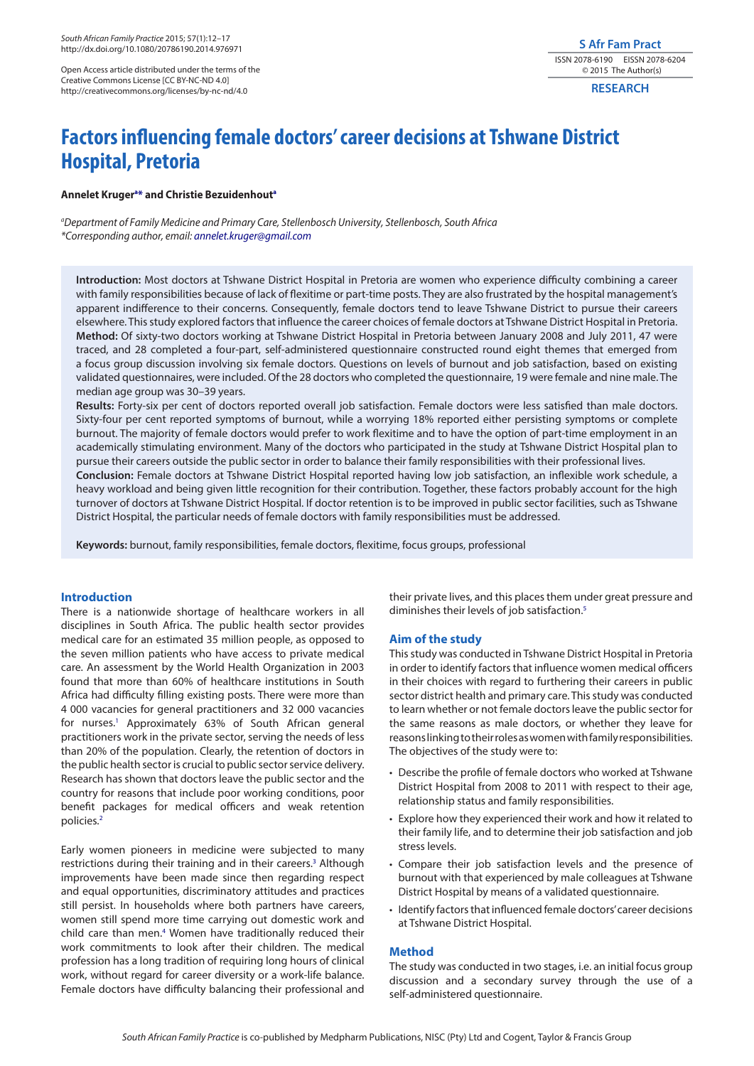# Factors influencing female doctors' career decisions at Tshwane District Hospital, Pretoria

**Annelet Kruger[a*] and Christie Bezuidenhout[a]**

*[a]Department of Family Medicine and Primary Care, Stellenbosch University, Stellenbosch, South Africa*
*\*Corresponding author, email: annelet.kruger@gmail.com*

**Introduction:** Most doctors at Tshwane District Hospital in Pretoria are women who experience difficulty combining a career with family responsibilities because of lack of flexitime or part-time posts. They are also frustrated by the hospital management's apparent indifference to their concerns. Consequently, female doctors tend to leave Tshwane District to pursue their careers elsewhere. This study explored factors that influence the career choices of female doctors at Tshwane District Hospital in Pretoria.
**Method:** Of sixty-two doctors working at Tshwane District Hospital in Pretoria between January 2008 and July 2011, 47 were traced, and 28 completed a four-part, self-administered questionnaire constructed round eight themes that emerged from a focus group discussion involving six female doctors. Questions on levels of burnout and job satisfaction, based on existing validated questionnaires, were included. Of the 28 doctors who completed the questionnaire, 19 were female and nine male. The median age group was 30–39 years.
**Results:** Forty-six per cent of doctors reported overall job satisfaction. Female doctors were less satisfied than male doctors. Sixty-four per cent reported symptoms of burnout, while a worrying 18% reported either persisting symptoms or complete burnout. The majority of female doctors would prefer to work flexitime and to have the option of part-time employment in an academically stimulating environment. Many of the doctors who participated in the study at Tshwane District Hospital plan to pursue their careers outside the public sector in order to balance their family responsibilities with their professional lives.
**Conclusion:** Female doctors at Tshwane District Hospital reported having low job satisfaction, an inflexible work schedule, a heavy workload and being given little recognition for their contribution. Together, these factors probably account for the high turnover of doctors at Tshwane District Hospital. If doctor retention is to be improved in public sector facilities, such as Tshwane District Hospital, the particular needs of female doctors with family responsibilities must be addressed.

**Keywords:** burnout, family responsibilities, female doctors, flexitime, focus groups, professional

## Introduction

There is a nationwide shortage of healthcare workers in all disciplines in South Africa. The public health sector provides medical care for an estimated 35 million people, as opposed to the seven million patients who have access to private medical care. An assessment by the World Health Organization in 2003 found that more than 60% of healthcare institutions in South Africa had difficulty filling existing posts. There were more than 4 000 vacancies for general practitioners and 32 000 vacancies for nurses.[1] Approximately 63% of South African general practitioners work in the private sector, serving the needs of less than 20% of the population. Clearly, the retention of doctors in the public health sector is crucial to public sector service delivery. Research has shown that doctors leave the public sector and the country for reasons that include poor working conditions, poor benefit packages for medical officers and weak retention policies.[2]

Early women pioneers in medicine were subjected to many restrictions during their training and in their careers.[3] Although improvements have been made since then regarding respect and equal opportunities, discriminatory attitudes and practices still persist. In households where both partners have careers, women still spend more time carrying out domestic work and child care than men.[4] Women have traditionally reduced their work commitments to look after their children. The medical profession has a long tradition of requiring long hours of clinical work, without regard for career diversity or a work-life balance. Female doctors have difficulty balancing their professional and their private lives, and this places them under great pressure and diminishes their levels of job satisfaction.[5]

## Aim of the study

This study was conducted in Tshwane District Hospital in Pretoria in order to identify factors that influence women medical officers in their choices with regard to furthering their careers in public sector district health and primary care. This study was conducted to learn whether or not female doctors leave the public sector for the same reasons as male doctors, or whether they leave for reasons linking to their roles as women with family responsibilities. The objectives of the study were to:

- Describe the profile of female doctors who worked at Tshwane District Hospital from 2008 to 2011 with respect to their age, relationship status and family responsibilities.
- Explore how they experienced their work and how it related to their family life, and to determine their job satisfaction and job stress levels.
- Compare their job satisfaction levels and the presence of burnout with that experienced by male colleagues at Tshwane District Hospital by means of a validated questionnaire.
- Identify factors that influenced female doctors' career decisions at Tshwane District Hospital.

## Method

The study was conducted in two stages, i.e. an initial focus group discussion and a secondary survey through the use of a self-administered questionnaire.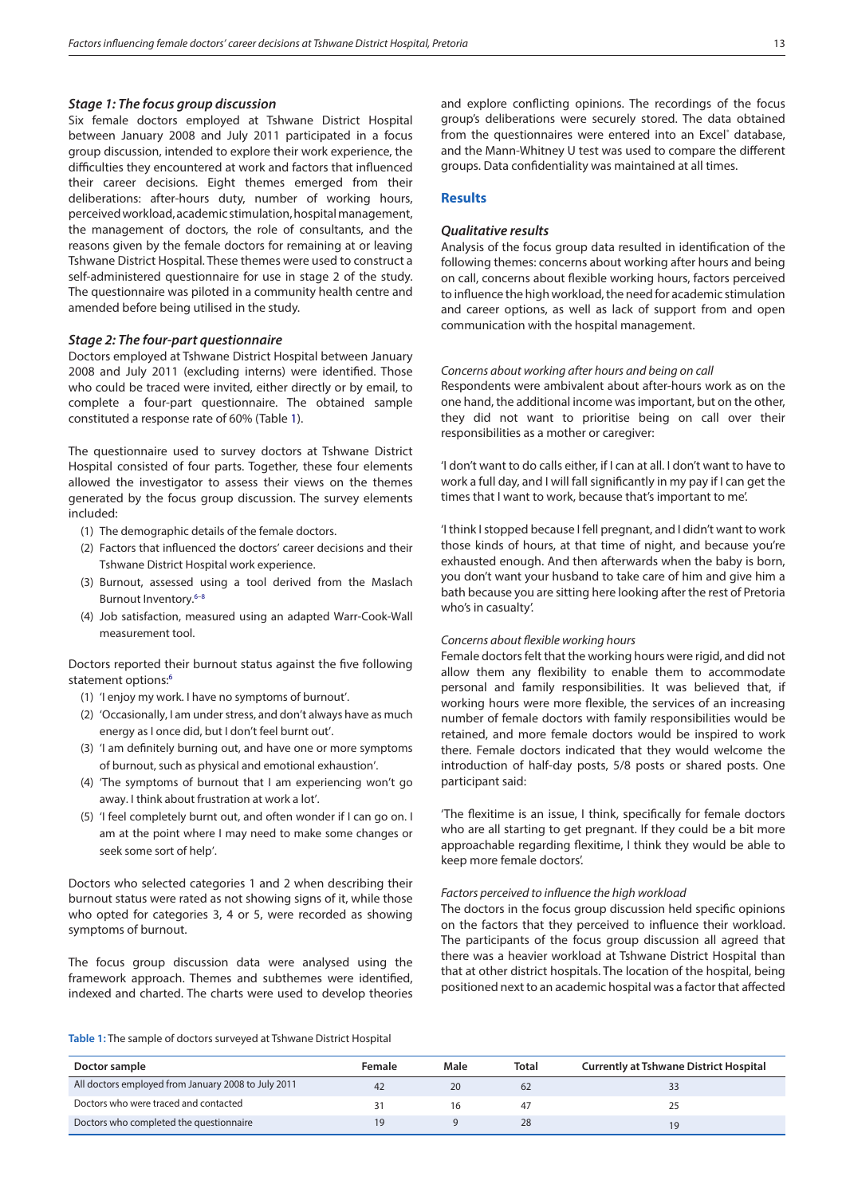### *Stage 1: The focus group discussion*

Six female doctors employed at Tshwane District Hospital between January 2008 and July 2011 participated in a focus group discussion, intended to explore their work experience, the difficulties they encountered at work and factors that influenced their career decisions. Eight themes emerged from their deliberations: after-hours duty, number of working hours, perceived workload, academic stimulation, hospital management, the management of doctors, the role of consultants, and the reasons given by the female doctors for remaining at or leaving Tshwane District Hospital. These themes were used to construct a self-administered questionnaire for use in stage 2 of the study. The questionnaire was piloted in a community health centre and amended before being utilised in the study.

### *Stage 2: The four-part questionnaire*

Doctors employed at Tshwane District Hospital between January 2008 and July 2011 (excluding interns) were identified. Those who could be traced were invited, either directly or by email, to complete a four-part questionnaire. The obtained sample constituted a response rate of 60% (Table 1).

The questionnaire used to survey doctors at Tshwane District Hospital consisted of four parts. Together, these four elements allowed the investigator to assess their views on the themes generated by the focus group discussion. The survey elements included:

1. The demographic details of the female doctors.
2. Factors that influenced the doctors' career decisions and their Tshwane District Hospital work experience.
3. Burnout, assessed using a tool derived from the Maslach Burnout Inventory.[6–8]
4. Job satisfaction, measured using an adapted Warr-Cook-Wall measurement tool.

Doctors reported their burnout status against the five following statement options:[6]

1. 'I enjoy my work. I have no symptoms of burnout'.
2. 'Occasionally, I am under stress, and don't always have as much energy as I once did, but I don't feel burnt out'.
3. 'I am definitely burning out, and have one or more symptoms of burnout, such as physical and emotional exhaustion'.
4. 'The symptoms of burnout that I am experiencing won't go away. I think about frustration at work a lot'.
5. 'I feel completely burnt out, and often wonder if I can go on. I am at the point where I may need to make some changes or seek some sort of help'.

Doctors who selected categories 1 and 2 when describing their burnout status were rated as not showing signs of it, while those who opted for categories 3, 4 or 5, were recorded as showing symptoms of burnout.

The focus group discussion data were analysed using the framework approach. Themes and subthemes were identified, indexed and charted. The charts were used to develop theories and explore conflicting opinions. The recordings of the focus group's deliberations were securely stored. The data obtained from the questionnaires were entered into an Excel® database, and the Mann-Whitney U test was used to compare the different groups. Data confidentiality was maintained at all times.

## Results

### *Qualitative results*

Analysis of the focus group data resulted in identification of the following themes: concerns about working after hours and being on call, concerns about flexible working hours, factors perceived to influence the high workload, the need for academic stimulation and career options, as well as lack of support from and open communication with the hospital management.

*Concerns about working after hours and being on call*

Respondents were ambivalent about after-hours work as on the one hand, the additional income was important, but on the other, they did not want to prioritise being on call over their responsibilities as a mother or caregiver:

'I don't want to do calls either, if I can at all. I don't want to have to work a full day, and I will fall significantly in my pay if I can get the times that I want to work, because that's important to me'.

'I think I stopped because I fell pregnant, and I didn't want to work those kinds of hours, at that time of night, and because you're exhausted enough. And then afterwards when the baby is born, you don't want your husband to take care of him and give him a bath because you are sitting here looking after the rest of Pretoria who's in casualty'.

*Concerns about flexible working hours*

Female doctors felt that the working hours were rigid, and did not allow them any flexibility to enable them to accommodate personal and family responsibilities. It was believed that, if working hours were more flexible, the services of an increasing number of female doctors with family responsibilities would be retained, and more female doctors would be inspired to work there. Female doctors indicated that they would welcome the introduction of half-day posts, 5/8 posts or shared posts. One participant said:

'The flexitime is an issue, I think, specifically for female doctors who are all starting to get pregnant. If they could be a bit more approachable regarding flexitime, I think they would be able to keep more female doctors'.

*Factors perceived to influence the high workload*

The doctors in the focus group discussion held specific opinions on the factors that they perceived to influence their workload. The participants of the focus group discussion all agreed that there was a heavier workload at Tshwane District Hospital than that at other district hospitals. The location of the hospital, being positioned next to an academic hospital was a factor that affected

**Table 1:** The sample of doctors surveyed at Tshwane District Hospital

| Doctor sample | Female | Male | Total | Currently at Tshwane District Hospital |
|---|---|---|---|---|
| All doctors employed from January 2008 to July 2011 | 42 | 20 | 62 | 33 |
| Doctors who were traced and contacted | 31 | 16 | 47 | 25 |
| Doctors who completed the questionnaire | 19 | 9 | 28 | 19 |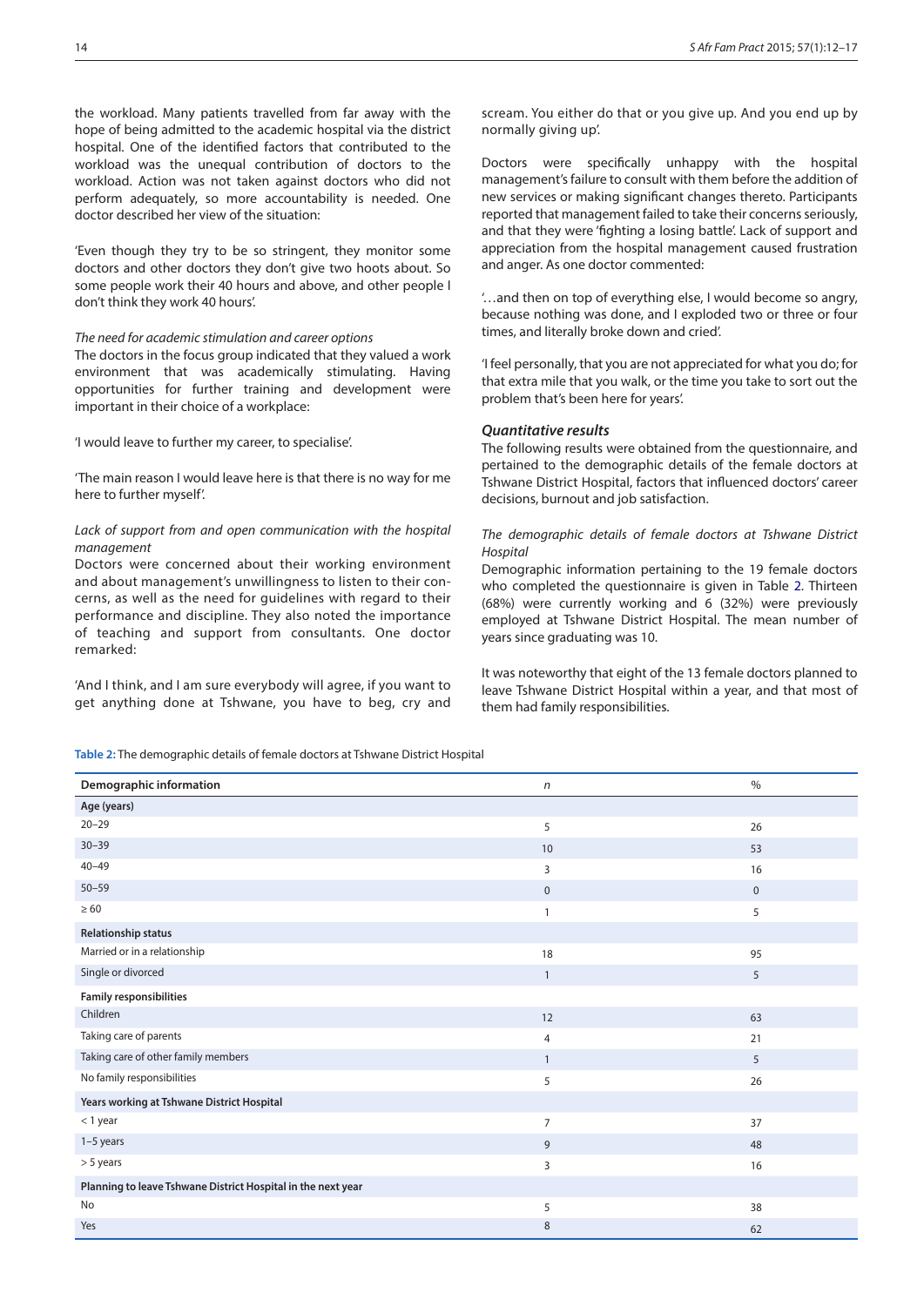the workload. Many patients travelled from far away with the hope of being admitted to the academic hospital via the district hospital. One of the identified factors that contributed to the workload was the unequal contribution of doctors to the workload. Action was not taken against doctors who did not perform adequately, so more accountability is needed. One doctor described her view of the situation:

'Even though they try to be so stringent, they monitor some doctors and other doctors they don't give two hoots about. So some people work their 40 hours and above, and other people I don't think they work 40 hours'.

*The need for academic stimulation and career options*

The doctors in the focus group indicated that they valued a work environment that was academically stimulating. Having opportunities for further training and development were important in their choice of a workplace:

'I would leave to further my career, to specialise'.

'The main reason I would leave here is that there is no way for me here to further myself'.

*Lack of support from and open communication with the hospital management*

Doctors were concerned about their working environment and about management's unwillingness to listen to their concerns, as well as the need for guidelines with regard to their performance and discipline. They also noted the importance of teaching and support from consultants. One doctor remarked:

'And I think, and I am sure everybody will agree, if you want to get anything done at Tshwane, you have to beg, cry and scream. You either do that or you give up. And you end up by normally giving up'.

Doctors were specifically unhappy with the hospital management's failure to consult with them before the addition of new services or making significant changes thereto. Participants reported that management failed to take their concerns seriously, and that they were 'fighting a losing battle'. Lack of support and appreciation from the hospital management caused frustration and anger. As one doctor commented:

'…and then on top of everything else, I would become so angry, because nothing was done, and I exploded two or three or four times, and literally broke down and cried'.

'I feel personally, that you are not appreciated for what you do; for that extra mile that you walk, or the time you take to sort out the problem that's been here for years'.

### Quantitative results

The following results were obtained from the questionnaire, and pertained to the demographic details of the female doctors at Tshwane District Hospital, factors that influenced doctors' career decisions, burnout and job satisfaction.

*The demographic details of female doctors at Tshwane District Hospital*

Demographic information pertaining to the 19 female doctors who completed the questionnaire is given in Table 2. Thirteen (68%) were currently working and 6 (32%) were previously employed at Tshwane District Hospital. The mean number of years since graduating was 10.

It was noteworthy that eight of the 13 female doctors planned to leave Tshwane District Hospital within a year, and that most of them had family responsibilities.

**Table 2:** The demographic details of female doctors at Tshwane District Hospital

| Demographic information | *n* | % |
|---|---|---|
| **Age (years)** | | |
| 20–29 | 5 | 26 |
| 30–39 | 10 | 53 |
| 40–49 | 3 | 16 |
| 50–59 | 0 | 0 |
| ≥ 60 | 1 | 5 |
| **Relationship status** | | |
| Married or in a relationship | 18 | 95 |
| Single or divorced | 1 | 5 |
| **Family responsibilities** | | |
| Children | 12 | 63 |
| Taking care of parents | 4 | 21 |
| Taking care of other family members | 1 | 5 |
| No family responsibilities | 5 | 26 |
| **Years working at Tshwane District Hospital** | | |
| < 1 year | 7 | 37 |
| 1–5 years | 9 | 48 |
| > 5 years | 3 | 16 |
| **Planning to leave Tshwane District Hospital in the next year** | | |
| No | 5 | 38 |
| Yes | 8 | 62 |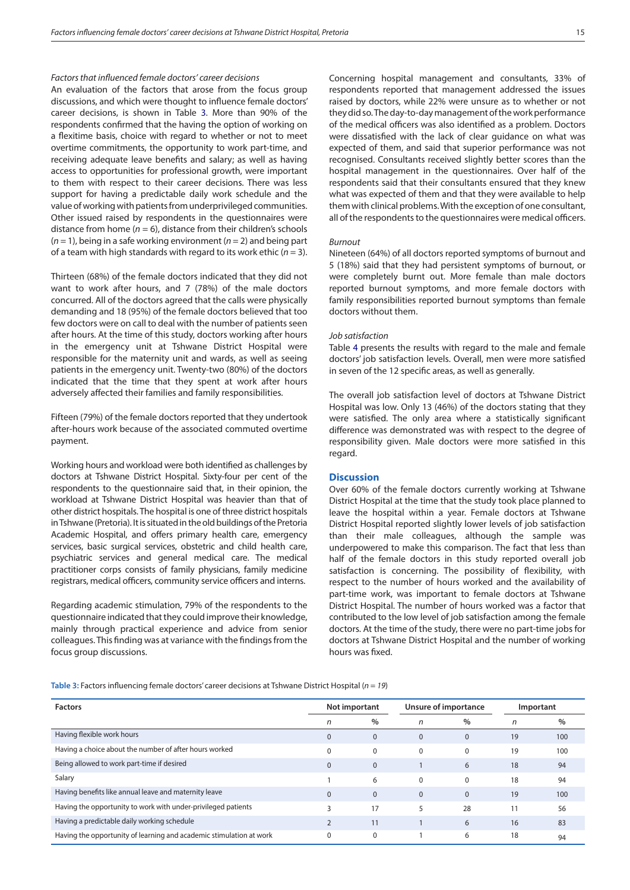*Factors that influenced female doctors' career decisions*

An evaluation of the factors that arose from the focus group discussions, and which were thought to influence female doctors' career decisions, is shown in Table 3. More than 90% of the respondents confirmed that the having the option of working on a flexitime basis, choice with regard to whether or not to meet overtime commitments, the opportunity to work part-time, and receiving adequate leave benefits and salary; as well as having access to opportunities for professional growth, were important to them with respect to their career decisions. There was less support for having a predictable daily work schedule and the value of working with patients from underprivileged communities. Other issued raised by respondents in the questionnaires were distance from home ($n = 6$), distance from their children's schools ($n = 1$), being in a safe working environment ($n = 2$) and being part of a team with high standards with regard to its work ethic ($n = 3$).

Thirteen (68%) of the female doctors indicated that they did not want to work after hours, and 7 (78%) of the male doctors concurred. All of the doctors agreed that the calls were physically demanding and 18 (95%) of the female doctors believed that too few doctors were on call to deal with the number of patients seen after hours. At the time of this study, doctors working after hours in the emergency unit at Tshwane District Hospital were responsible for the maternity unit and wards, as well as seeing patients in the emergency unit. Twenty-two (80%) of the doctors indicated that the time that they spent at work after hours adversely affected their families and family responsibilities.

Fifteen (79%) of the female doctors reported that they undertook after-hours work because of the associated commuted overtime payment.

Working hours and workload were both identified as challenges by doctors at Tshwane District Hospital. Sixty-four per cent of the respondents to the questionnaire said that, in their opinion, the workload at Tshwane District Hospital was heavier than that of other district hospitals. The hospital is one of three district hospitals in Tshwane (Pretoria). It is situated in the old buildings of the Pretoria Academic Hospital, and offers primary health care, emergency services, basic surgical services, obstetric and child health care, psychiatric services and general medical care. The medical practitioner corps consists of family physicians, family medicine registrars, medical officers, community service officers and interns.

Regarding academic stimulation, 79% of the respondents to the questionnaire indicated that they could improve their knowledge, mainly through practical experience and advice from senior colleagues. This finding was at variance with the findings from the focus group discussions.

Concerning hospital management and consultants, 33% of respondents reported that management addressed the issues raised by doctors, while 22% were unsure as to whether or not they did so. The day-to-day management of the work performance of the medical officers was also identified as a problem. Doctors were dissatisfied with the lack of clear guidance on what was expected of them, and said that superior performance was not recognised. Consultants received slightly better scores than the hospital management in the questionnaires. Over half of the respondents said that their consultants ensured that they knew what was expected of them and that they were available to help them with clinical problems. With the exception of one consultant, all of the respondents to the questionnaires were medical officers.

*Burnout*

Nineteen (64%) of all doctors reported symptoms of burnout and 5 (18%) said that they had persistent symptoms of burnout, or were completely burnt out. More female than male doctors reported burnout symptoms, and more female doctors with family responsibilities reported burnout symptoms than female doctors without them.

*Job satisfaction*

Table 4 presents the results with regard to the male and female doctors' job satisfaction levels. Overall, men were more satisfied in seven of the 12 specific areas, as well as generally.

The overall job satisfaction level of doctors at Tshwane District Hospital was low. Only 13 (46%) of the doctors stating that they were satisfied. The only area where a statistically significant difference was demonstrated was with respect to the degree of responsibility given. Male doctors were more satisfied in this regard.

## Discussion

Over 60% of the female doctors currently working at Tshwane District Hospital at the time that the study took place planned to leave the hospital within a year. Female doctors at Tshwane District Hospital reported slightly lower levels of job satisfaction than their male colleagues, although the sample was underpowered to make this comparison. The fact that less than half of the female doctors in this study reported overall job satisfaction is concerning. The possibility of flexibility, with respect to the number of hours worked and the availability of part-time work, was important to female doctors at Tshwane District Hospital. The number of hours worked was a factor that contributed to the low level of job satisfaction among the female doctors. At the time of the study, there were no part-time jobs for doctors at Tshwane District Hospital and the number of working hours was fixed.

**Table 3:** Factors influencing female doctors' career decisions at Tshwane District Hospital (*n = 19*)

| Factors | Not important | | Unsure of importance | | Important | |
|---|---|---|---|---|---|---|
| | *n* | % | *n* | % | *n* | % |
| Having flexible work hours | 0 | 0 | 0 | 0 | 19 | 100 |
| Having a choice about the number of after hours worked | 0 | 0 | 0 | 0 | 19 | 100 |
| Being allowed to work part-time if desired | 0 | 0 | 1 | 6 | 18 | 94 |
| Salary | 1 | 6 | 0 | 0 | 18 | 94 |
| Having benefits like annual leave and maternity leave | 0 | 0 | 0 | 0 | 19 | 100 |
| Having the opportunity to work with under-privileged patients | 3 | 17 | 5 | 28 | 11 | 56 |
| Having a predictable daily working schedule | 2 | 11 | 1 | 6 | 16 | 83 |
| Having the opportunity of learning and academic stimulation at work | 0 | 0 | 1 | 6 | 18 | 94 |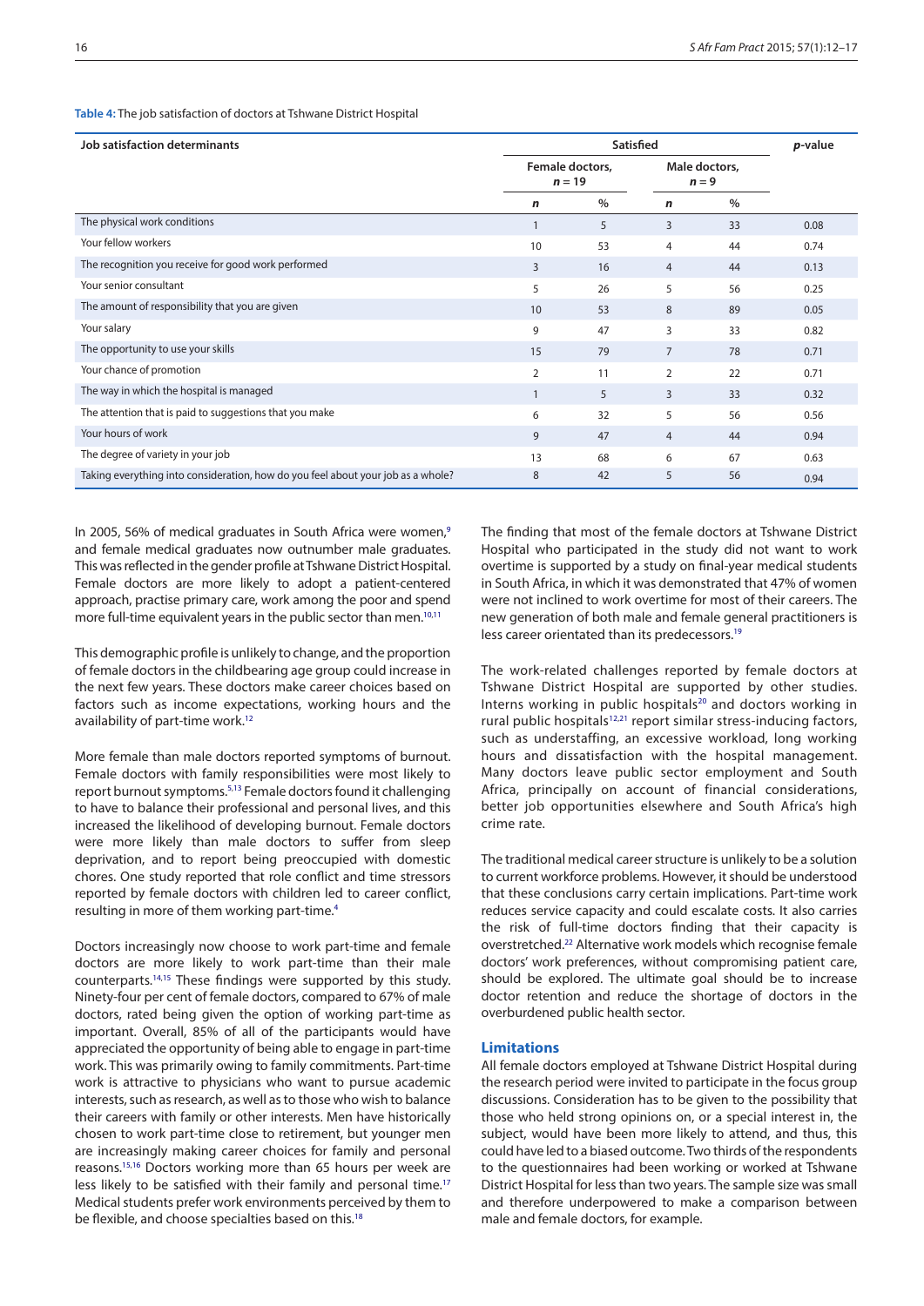**Table 4:** The job satisfaction of doctors at Tshwane District Hospital

| Job satisfaction determinants | Satisfied | | | | *p*-value |
|---|---|---|---|---|---|
| | Female doctors, *n* = 19 | | Male doctors, *n* = 9 | | |
| | *n* | % | *n* | % | |
| The physical work conditions | 1 | 5 | 3 | 33 | 0.08 |
| Your fellow workers | 10 | 53 | 4 | 44 | 0.74 |
| The recognition you receive for good work performed | 3 | 16 | 4 | 44 | 0.13 |
| Your senior consultant | 5 | 26 | 5 | 56 | 0.25 |
| The amount of responsibility that you are given | 10 | 53 | 8 | 89 | 0.05 |
| Your salary | 9 | 47 | 3 | 33 | 0.82 |
| The opportunity to use your skills | 15 | 79 | 7 | 78 | 0.71 |
| Your chance of promotion | 2 | 11 | 2 | 22 | 0.71 |
| The way in which the hospital is managed | 1 | 5 | 3 | 33 | 0.32 |
| The attention that is paid to suggestions that you make | 6 | 32 | 5 | 56 | 0.56 |
| Your hours of work | 9 | 47 | 4 | 44 | 0.94 |
| The degree of variety in your job | 13 | 68 | 6 | 67 | 0.63 |
| Taking everything into consideration, how do you feel about your job as a whole? | 8 | 42 | 5 | 56 | 0.94 |

In 2005, 56% of medical graduates in South Africa were women,[9] and female medical graduates now outnumber male graduates. This was reflected in the gender profile at Tshwane District Hospital. Female doctors are more likely to adopt a patient-centered approach, practise primary care, work among the poor and spend more full-time equivalent years in the public sector than men.[10,11]

This demographic profile is unlikely to change, and the proportion of female doctors in the childbearing age group could increase in the next few years. These doctors make career choices based on factors such as income expectations, working hours and the availability of part-time work.[12]

More female than male doctors reported symptoms of burnout. Female doctors with family responsibilities were most likely to report burnout symptoms.[5,13] Female doctors found it challenging to have to balance their professional and personal lives, and this increased the likelihood of developing burnout. Female doctors were more likely than male doctors to suffer from sleep deprivation, and to report being preoccupied with domestic chores. One study reported that role conflict and time stressors reported by female doctors with children led to career conflict, resulting in more of them working part-time.[4]

Doctors increasingly now choose to work part-time and female doctors are more likely to work part-time than their male counterparts.[14,15] These findings were supported by this study. Ninety-four per cent of female doctors, compared to 67% of male doctors, rated being given the option of working part-time as important. Overall, 85% of all of the participants would have appreciated the opportunity of being able to engage in part-time work. This was primarily owing to family commitments. Part-time work is attractive to physicians who want to pursue academic interests, such as research, as well as to those who wish to balance their careers with family or other interests. Men have historically chosen to work part-time close to retirement, but younger men are increasingly making career choices for family and personal reasons.[15,16] Doctors working more than 65 hours per week are less likely to be satisfied with their family and personal time.[17] Medical students prefer work environments perceived by them to be flexible, and choose specialties based on this.[18]

The finding that most of the female doctors at Tshwane District Hospital who participated in the study did not want to work overtime is supported by a study on final-year medical students in South Africa, in which it was demonstrated that 47% of women were not inclined to work overtime for most of their careers. The new generation of both male and female general practitioners is less career orientated than its predecessors.[19]

The work-related challenges reported by female doctors at Tshwane District Hospital are supported by other studies. Interns working in public hospitals[20] and doctors working in rural public hospitals[12,21] report similar stress-inducing factors, such as understaffing, an excessive workload, long working hours and dissatisfaction with the hospital management. Many doctors leave public sector employment and South Africa, principally on account of financial considerations, better job opportunities elsewhere and South Africa's high crime rate.

The traditional medical career structure is unlikely to be a solution to current workforce problems. However, it should be understood that these conclusions carry certain implications. Part-time work reduces service capacity and could escalate costs. It also carries the risk of full-time doctors finding that their capacity is overstretched.[22] Alternative work models which recognise female doctors' work preferences, without compromising patient care, should be explored. The ultimate goal should be to increase doctor retention and reduce the shortage of doctors in the overburdened public health sector.

## Limitations

All female doctors employed at Tshwane District Hospital during the research period were invited to participate in the focus group discussions. Consideration has to be given to the possibility that those who held strong opinions on, or a special interest in, the subject, would have been more likely to attend, and thus, this could have led to a biased outcome. Two thirds of the respondents to the questionnaires had been working or worked at Tshwane District Hospital for less than two years. The sample size was small and therefore underpowered to make a comparison between male and female doctors, for example.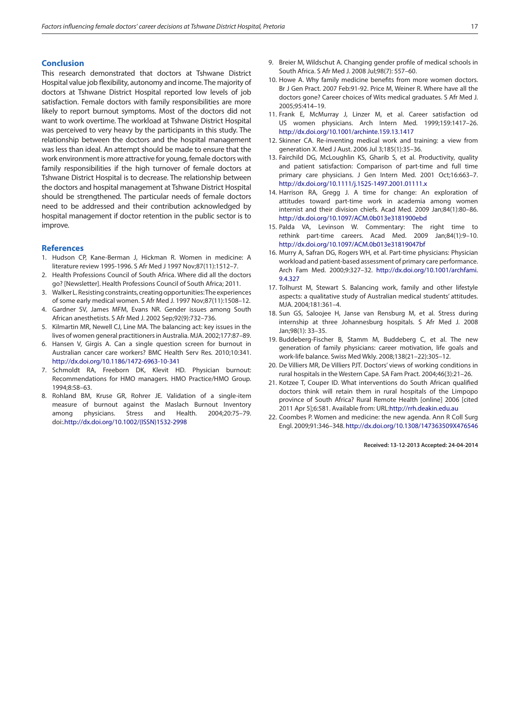## Conclusion

This research demonstrated that doctors at Tshwane District Hospital value job flexibility, autonomy and income. The majority of doctors at Tshwane District Hospital reported low levels of job satisfaction. Female doctors with family responsibilities are more likely to report burnout symptoms. Most of the doctors did not want to work overtime. The workload at Tshwane District Hospital was perceived to very heavy by the participants in this study. The relationship between the doctors and the hospital management was less than ideal. An attempt should be made to ensure that the work environment is more attractive for young, female doctors with family responsibilities if the high turnover of female doctors at Tshwane District Hospital is to decrease. The relationship between the doctors and hospital management at Tshwane District Hospital should be strengthened. The particular needs of female doctors need to be addressed and their contribution acknowledged by hospital management if doctor retention in the public sector is to improve.

## References

1. Hudson CP, Kane-Berman J, Hickman R. Women in medicine: A literature review 1995-1996. S Afr Med J 1997 Nov;87(11):1512–7.
2. Health Professions Council of South Africa. Where did all the doctors go? [Newsletter]. Health Professions Council of South Africa; 2011.
3. Walker L. Resisting constraints, creating opportunities: The experiences of some early medical women. S Afr Med J. 1997 Nov;87(11):1508–12.
4. Gardner SV, James MFM, Evans NR. Gender issues among South African anesthetists. S Afr Med J. 2002 Sep;92(9):732–736.
5. Kilmartin MR, Newell CJ, Line MA. The balancing act: key issues in the lives of women general practitioners in Australia. MJA. 2002;177:87–89.
6. Hansen V, Girgis A. Can a single question screen for burnout in Australian cancer care workers? BMC Health Serv Res. 2010;10:341. http://dx.doi.org/10.1186/1472-6963-10-341
7. Schmoldt RA, Freeborn DK, Klevit HD. Physician burnout: Recommendations for HMO managers. HMO Practice/HMO Group. 1994;8:58–63.
8. Rohland BM, Kruse GR, Rohrer JE. Validation of a single-item measure of burnout against the Maslach Burnout Inventory among physicians. Stress and Health. 2004;20:75–79. doi:.http://dx.doi.org/10.1002/(ISSN)1532-2998
9. Breier M, Wildschut A. Changing gender profile of medical schools in South Africa. S Afr Med J. 2008 Jul;98(7): 557–60.
10. Howe A. Why family medicine benefits from more women doctors. Br J Gen Pract. 2007 Feb:91-92. Price M, Weiner R. Where have all the doctors gone? Career choices of Wits medical graduates. S Afr Med J. 2005;95:414–19.
11. Frank E, McMurray J, Linzer M, et al. Career satisfaction od US women physicians. Arch Intern Med. 1999;159:1417–26. http://dx.doi.org/10.1001/archinte.159.13.1417
12. Skinner CA. Re-inventing medical work and training: a view from generation X. Med J Aust. 2006 Jul 3;185(1):35–36.
13. Fairchild DG, McLoughlin KS, Gharib S, et al. Productivity, quality and patient satisfaction: Comparison of part-time and full time primary care physicians. J Gen Intern Med. 2001 Oct;16:663–7. http://dx.doi.org/10.1111/j.1525-1497.2001.01111.x
14. Harrison RA, Gregg J. A time for change: An exploration of attitudes toward part-time work in academia among women internist and their division chiefs. Acad Med. 2009 Jan;84(1):80–86. http://dx.doi.org/10.1097/ACM.0b013e3181900ebd
15. Palda VA, Levinson W. Commentary: The right time to rethink part-time careers. Acad Med. 2009 Jan;84(1):9–10. http://dx.doi.org/10.1097/ACM.0b013e31819047bf
16. Murry A, Safran DG, Rogers WH, et al. Part-time physicians: Physician workload and patient-based assessment of primary care performance. Arch Fam Med. 2000;9:327–32. http://dx.doi.org/10.1001/archfami.9.4.327
17. Tolhurst M, Stewart S. Balancing work, family and other lifestyle aspects: a qualitative study of Australian medical students' attitudes. MJA. 2004;181:361–4.
18. Sun GS, Saloojee H, Janse van Rensburg M, et al. Stress during internship at three Johannesburg hospitals. S Afr Med J. 2008 Jan;98(1): 33–35.
19. Buddeberg-Fischer B, Stamm M, Buddeberg C, et al. The new generation of family physicians: career motivation, life goals and work-life balance. Swiss Med Wkly. 2008;138(21–22):305–12.
20. De Villiers MR, De Villiers PJT. Doctors' views of working conditions in rural hospitals in the Western Cape. SA Fam Pract. 2004;46(3):21–26.
21. Kotzee T, Couper ID. What interventions do South African qualified doctors think will retain them in rural hospitals of the Limpopo province of South Africa? Rural Remote Health [online] 2006 [cited 2011 Apr 5];6:581. Available from: URL:http://rrh.deakin.edu.au
22. Coombes P. Women and medicine: the new agenda. Ann R Coll Surg Engl. 2009;91:346–348. http://dx.doi.org/10.1308/147363509X476546

**Received: 13-12-2013 Accepted: 24-04-2014**